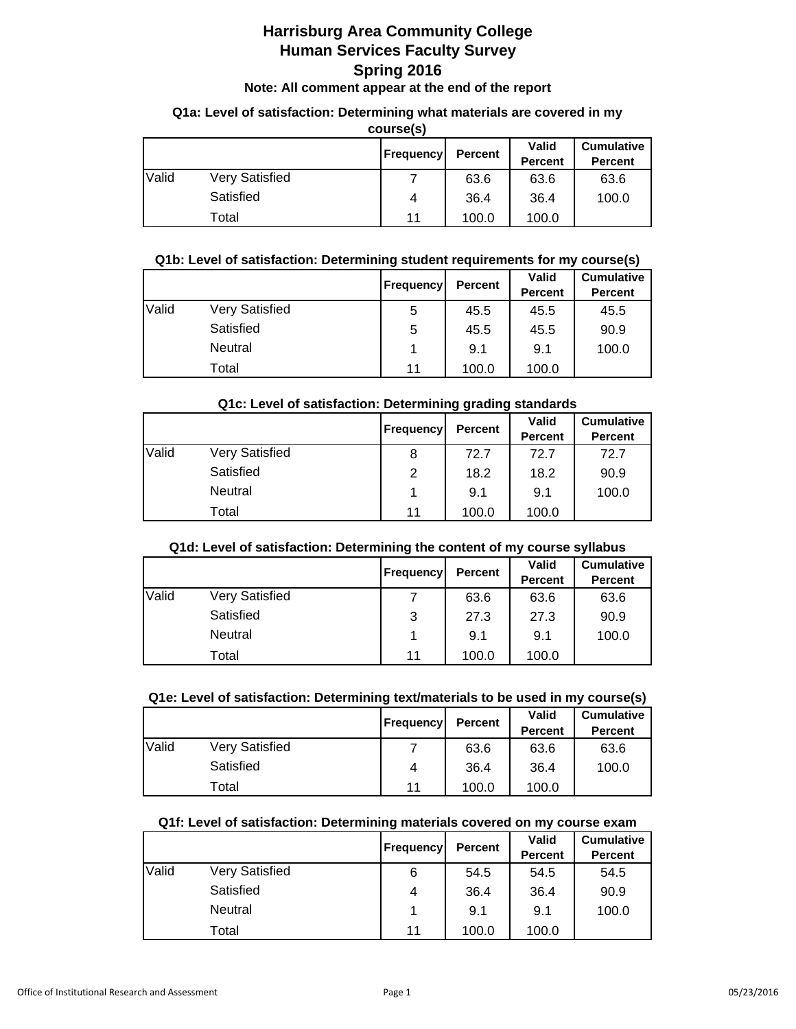# Harrisburg Area Community College
# Human Services Faculty Survey
# Spring 2016

**Note: All comment appear at the end of the report**

### Q1a: Level of satisfaction: Determining what materials are covered in my course(s)

| | | Frequency | Percent | Valid Percent | Cumulative Percent |
|---|---|---|---|---|---|
| Valid | Very Satisfied | 7 | 63.6 | 63.6 | 63.6 |
| | Satisfied | 4 | 36.4 | 36.4 | 100.0 |
| | Total | 11 | 100.0 | 100.0 | |

### Q1b: Level of satisfaction: Determining student requirements for my course(s)

| | | Frequency | Percent | Valid Percent | Cumulative Percent |
|---|---|---|---|---|---|
| Valid | Very Satisfied | 5 | 45.5 | 45.5 | 45.5 |
| | Satisfied | 5 | 45.5 | 45.5 | 90.9 |
| | Neutral | 1 | 9.1 | 9.1 | 100.0 |
| | Total | 11 | 100.0 | 100.0 | |

### Q1c: Level of satisfaction: Determining grading standards

| | | Frequency | Percent | Valid Percent | Cumulative Percent |
|---|---|---|---|---|---|
| Valid | Very Satisfied | 8 | 72.7 | 72.7 | 72.7 |
| | Satisfied | 2 | 18.2 | 18.2 | 90.9 |
| | Neutral | 1 | 9.1 | 9.1 | 100.0 |
| | Total | 11 | 100.0 | 100.0 | |

### Q1d: Level of satisfaction: Determining the content of my course syllabus

| | | Frequency | Percent | Valid Percent | Cumulative Percent |
|---|---|---|---|---|---|
| Valid | Very Satisfied | 7 | 63.6 | 63.6 | 63.6 |
| | Satisfied | 3 | 27.3 | 27.3 | 90.9 |
| | Neutral | 1 | 9.1 | 9.1 | 100.0 |
| | Total | 11 | 100.0 | 100.0 | |

### Q1e: Level of satisfaction: Determining text/materials to be used in my course(s)

| | | Frequency | Percent | Valid Percent | Cumulative Percent |
|---|---|---|---|---|---|
| Valid | Very Satisfied | 7 | 63.6 | 63.6 | 63.6 |
| | Satisfied | 4 | 36.4 | 36.4 | 100.0 |
| | Total | 11 | 100.0 | 100.0 | |

### Q1f: Level of satisfaction: Determining materials covered on my course exam

| | | Frequency | Percent | Valid Percent | Cumulative Percent |
|---|---|---|---|---|---|
| Valid | Very Satisfied | 6 | 54.5 | 54.5 | 54.5 |
| | Satisfied | 4 | 36.4 | 36.4 | 90.9 |
| | Neutral | 1 | 9.1 | 9.1 | 100.0 |
| | Total | 11 | 100.0 | 100.0 | |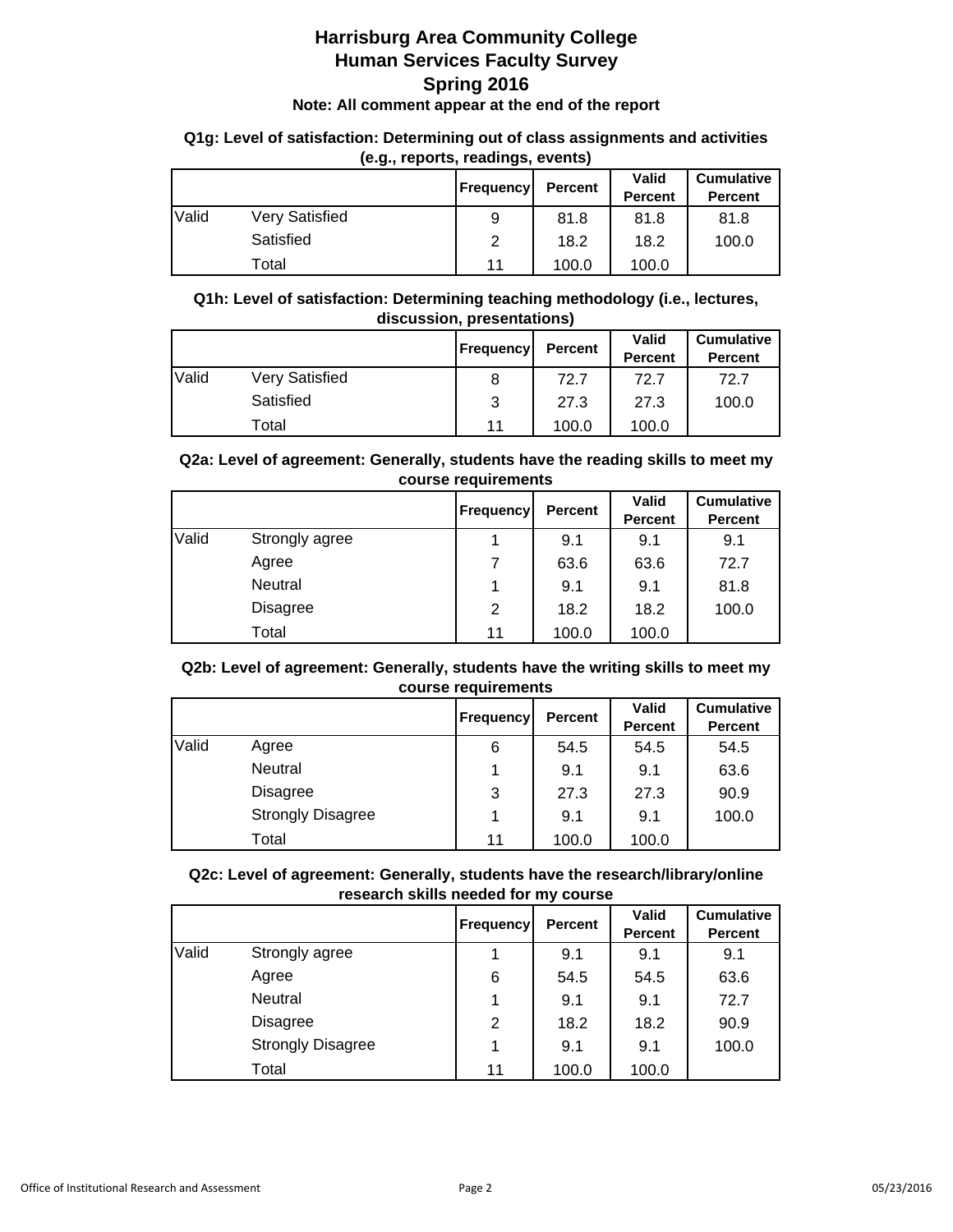# Harrisburg Area Community College
# Human Services Faculty Survey
# Spring 2016

**Note: All comment appear at the end of the report**

### Q1g: Level of satisfaction: Determining out of class assignments and activities (e.g., reports, readings, events)

| | | Frequency | Percent | Valid Percent | Cumulative Percent |
|---|---|---|---|---|---|
| Valid | Very Satisfied | 9 | 81.8 | 81.8 | 81.8 |
| | Satisfied | 2 | 18.2 | 18.2 | 100.0 |
| | Total | 11 | 100.0 | 100.0 | |

### Q1h: Level of satisfaction: Determining teaching methodology (i.e., lectures, discussion, presentations)

| | | Frequency | Percent | Valid Percent | Cumulative Percent |
|---|---|---|---|---|---|
| Valid | Very Satisfied | 8 | 72.7 | 72.7 | 72.7 |
| | Satisfied | 3 | 27.3 | 27.3 | 100.0 |
| | Total | 11 | 100.0 | 100.0 | |

### Q2a: Level of agreement: Generally, students have the reading skills to meet my course requirements

| | | Frequency | Percent | Valid Percent | Cumulative Percent |
|---|---|---|---|---|---|
| Valid | Strongly agree | 1 | 9.1 | 9.1 | 9.1 |
| | Agree | 7 | 63.6 | 63.6 | 72.7 |
| | Neutral | 1 | 9.1 | 9.1 | 81.8 |
| | Disagree | 2 | 18.2 | 18.2 | 100.0 |
| | Total | 11 | 100.0 | 100.0 | |

### Q2b: Level of agreement: Generally, students have the writing skills to meet my course requirements

| | | Frequency | Percent | Valid Percent | Cumulative Percent |
|---|---|---|---|---|---|
| Valid | Agree | 6 | 54.5 | 54.5 | 54.5 |
| | Neutral | 1 | 9.1 | 9.1 | 63.6 |
| | Disagree | 3 | 27.3 | 27.3 | 90.9 |
| | Strongly Disagree | 1 | 9.1 | 9.1 | 100.0 |
| | Total | 11 | 100.0 | 100.0 | |

### Q2c: Level of agreement: Generally, students have the research/library/online research skills needed for my course

| | | Frequency | Percent | Valid Percent | Cumulative Percent |
|---|---|---|---|---|---|
| Valid | Strongly agree | 1 | 9.1 | 9.1 | 9.1 |
| | Agree | 6 | 54.5 | 54.5 | 63.6 |
| | Neutral | 1 | 9.1 | 9.1 | 72.7 |
| | Disagree | 2 | 18.2 | 18.2 | 90.9 |
| | Strongly Disagree | 1 | 9.1 | 9.1 | 100.0 |
| | Total | 11 | 100.0 | 100.0 | |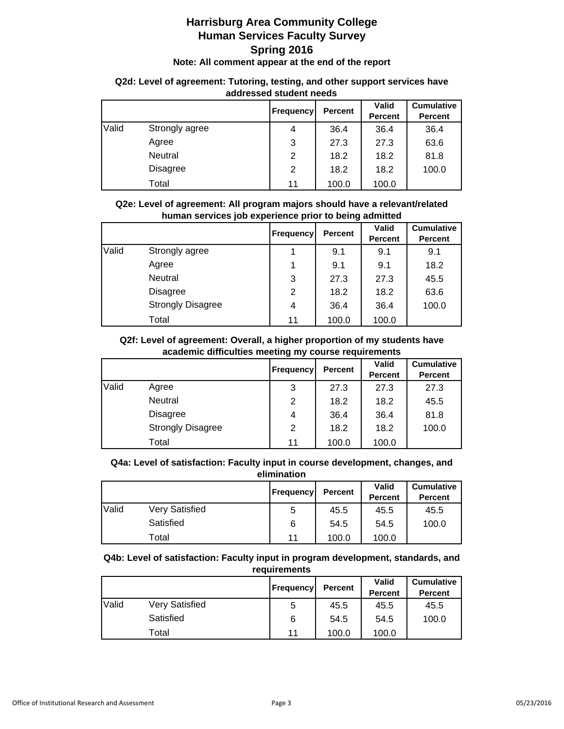# Harrisburg Area Community College
# Human Services Faculty Survey
# Spring 2016

**Note: All comment appear at the end of the report**

**Q2d: Level of agreement: Tutoring, testing, and other support services have addressed student needs**

| | | Frequency | Percent | Valid Percent | Cumulative Percent |
|---|---|---|---|---|---|
| Valid | Strongly agree | 4 | 36.4 | 36.4 | 36.4 |
| | Agree | 3 | 27.3 | 27.3 | 63.6 |
| | Neutral | 2 | 18.2 | 18.2 | 81.8 |
| | Disagree | 2 | 18.2 | 18.2 | 100.0 |
| | Total | 11 | 100.0 | 100.0 | |

**Q2e: Level of agreement: All program majors should have a relevant/related human services job experience prior to being admitted**

| | | Frequency | Percent | Valid Percent | Cumulative Percent |
|---|---|---|---|---|---|
| Valid | Strongly agree | 1 | 9.1 | 9.1 | 9.1 |
| | Agree | 1 | 9.1 | 9.1 | 18.2 |
| | Neutral | 3 | 27.3 | 27.3 | 45.5 |
| | Disagree | 2 | 18.2 | 18.2 | 63.6 |
| | Strongly Disagree | 4 | 36.4 | 36.4 | 100.0 |
| | Total | 11 | 100.0 | 100.0 | |

**Q2f: Level of agreement: Overall, a higher proportion of my students have academic difficulties meeting my course requirements**

| | | Frequency | Percent | Valid Percent | Cumulative Percent |
|---|---|---|---|---|---|
| Valid | Agree | 3 | 27.3 | 27.3 | 27.3 |
| | Neutral | 2 | 18.2 | 18.2 | 45.5 |
| | Disagree | 4 | 36.4 | 36.4 | 81.8 |
| | Strongly Disagree | 2 | 18.2 | 18.2 | 100.0 |
| | Total | 11 | 100.0 | 100.0 | |

**Q4a: Level of satisfaction: Faculty input in course development, changes, and elimination**

| | | Frequency | Percent | Valid Percent | Cumulative Percent |
|---|---|---|---|---|---|
| Valid | Very Satisfied | 5 | 45.5 | 45.5 | 45.5 |
| | Satisfied | 6 | 54.5 | 54.5 | 100.0 |
| | Total | 11 | 100.0 | 100.0 | |

**Q4b: Level of satisfaction: Faculty input in program development, standards, and requirements**

| | | Frequency | Percent | Valid Percent | Cumulative Percent |
|---|---|---|---|---|---|
| Valid | Very Satisfied | 5 | 45.5 | 45.5 | 45.5 |
| | Satisfied | 6 | 54.5 | 54.5 | 100.0 |
| | Total | 11 | 100.0 | 100.0 | |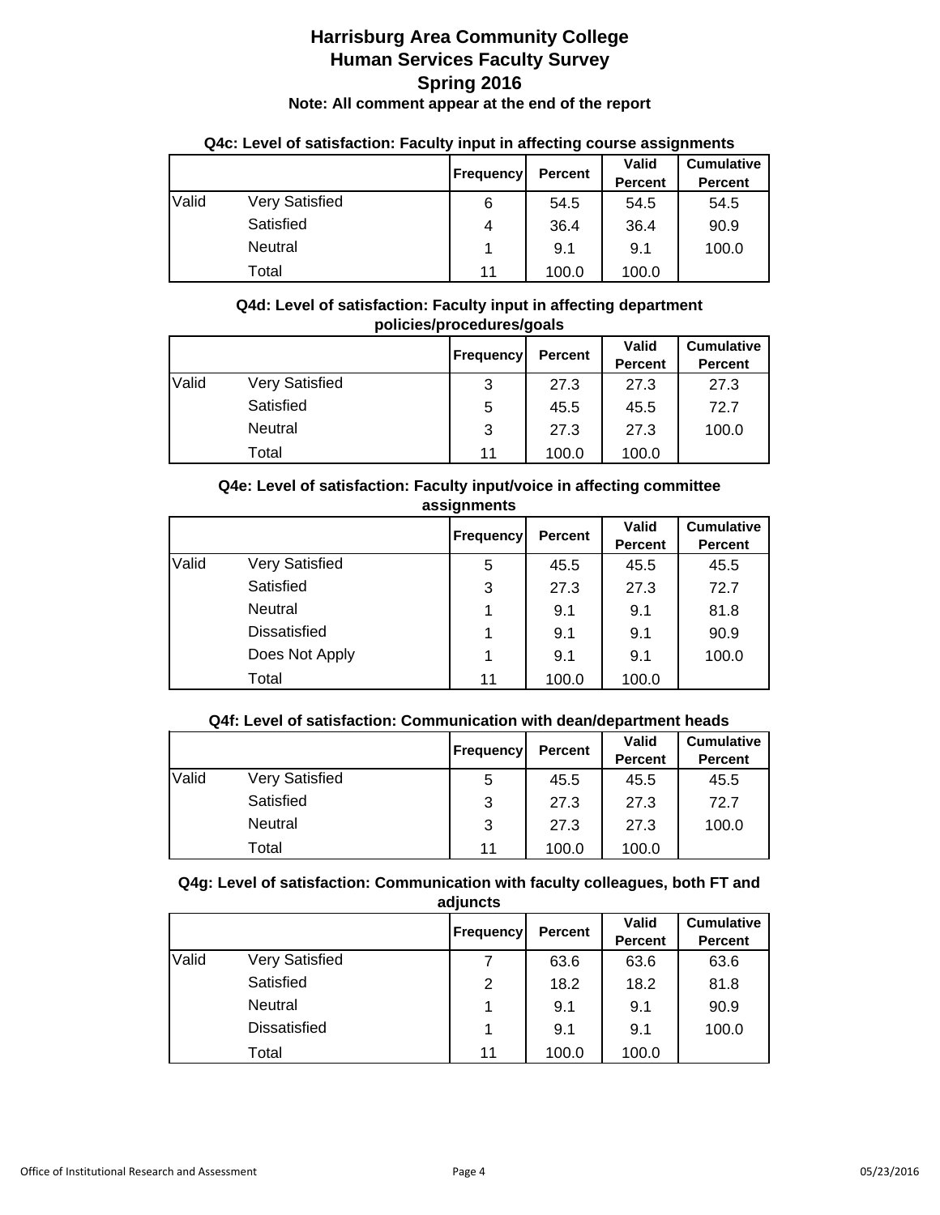# Harrisburg Area Community College
# Human Services Faculty Survey
# Spring 2016

**Note: All comment appear at the end of the report**

### Q4c: Level of satisfaction: Faculty input in affecting course assignments

| | | Frequency | Percent | Valid Percent | Cumulative Percent |
|---|---|---|---|---|---|
| Valid | Very Satisfied | 6 | 54.5 | 54.5 | 54.5 |
| | Satisfied | 4 | 36.4 | 36.4 | 90.9 |
| | Neutral | 1 | 9.1 | 9.1 | 100.0 |
| | Total | 11 | 100.0 | 100.0 | |

### Q4d: Level of satisfaction: Faculty input in affecting department policies/procedures/goals

| | | Frequency | Percent | Valid Percent | Cumulative Percent |
|---|---|---|---|---|---|
| Valid | Very Satisfied | 3 | 27.3 | 27.3 | 27.3 |
| | Satisfied | 5 | 45.5 | 45.5 | 72.7 |
| | Neutral | 3 | 27.3 | 27.3 | 100.0 |
| | Total | 11 | 100.0 | 100.0 | |

### Q4e: Level of satisfaction: Faculty input/voice in affecting committee assignments

| | | Frequency | Percent | Valid Percent | Cumulative Percent |
|---|---|---|---|---|---|
| Valid | Very Satisfied | 5 | 45.5 | 45.5 | 45.5 |
| | Satisfied | 3 | 27.3 | 27.3 | 72.7 |
| | Neutral | 1 | 9.1 | 9.1 | 81.8 |
| | Dissatisfied | 1 | 9.1 | 9.1 | 90.9 |
| | Does Not Apply | 1 | 9.1 | 9.1 | 100.0 |
| | Total | 11 | 100.0 | 100.0 | |

### Q4f: Level of satisfaction: Communication with dean/department heads

| | | Frequency | Percent | Valid Percent | Cumulative Percent |
|---|---|---|---|---|---|
| Valid | Very Satisfied | 5 | 45.5 | 45.5 | 45.5 |
| | Satisfied | 3 | 27.3 | 27.3 | 72.7 |
| | Neutral | 3 | 27.3 | 27.3 | 100.0 |
| | Total | 11 | 100.0 | 100.0 | |

### Q4g: Level of satisfaction: Communication with faculty colleagues, both FT and adjuncts

| | | Frequency | Percent | Valid Percent | Cumulative Percent |
|---|---|---|---|---|---|
| Valid | Very Satisfied | 7 | 63.6 | 63.6 | 63.6 |
| | Satisfied | 2 | 18.2 | 18.2 | 81.8 |
| | Neutral | 1 | 9.1 | 9.1 | 90.9 |
| | Dissatisfied | 1 | 9.1 | 9.1 | 100.0 |
| | Total | 11 | 100.0 | 100.0 | |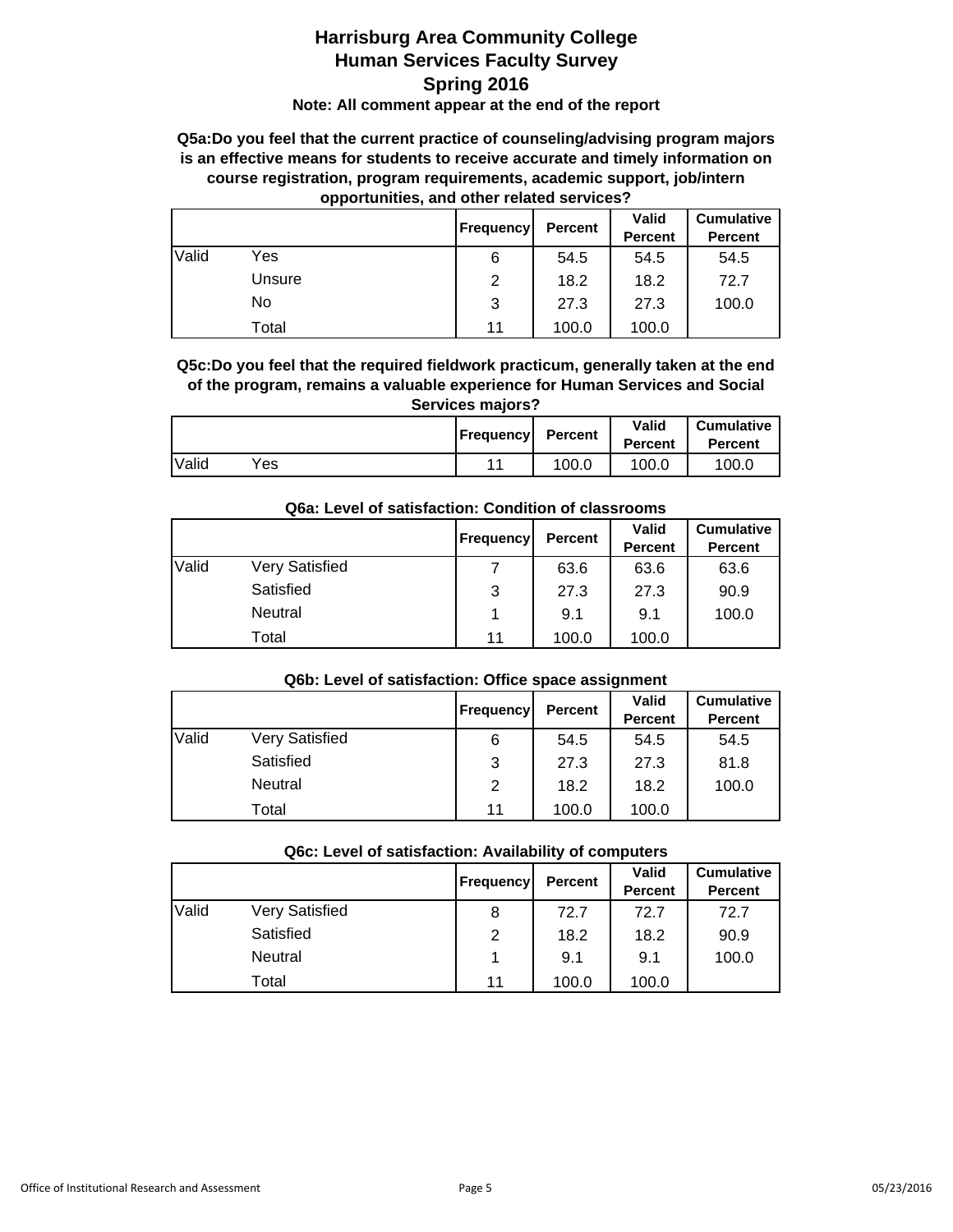# Harrisburg Area Community College
# Human Services Faculty Survey
# Spring 2016

**Note: All comment appear at the end of the report**

**Q5a:Do you feel that the current practice of counseling/advising program majors is an effective means for students to receive accurate and timely information on course registration, program requirements, academic support, job/intern opportunities, and other related services?**

| | | Frequency | Percent | Valid Percent | Cumulative Percent |
|---|---|---|---|---|---|
| Valid | Yes | 6 | 54.5 | 54.5 | 54.5 |
| | Unsure | 2 | 18.2 | 18.2 | 72.7 |
| | No | 3 | 27.3 | 27.3 | 100.0 |
| | Total | 11 | 100.0 | 100.0 | |

**Q5c:Do you feel that the required fieldwork practicum, generally taken at the end of the program, remains a valuable experience for Human Services and Social Services majors?**

| | | Frequency | Percent | Valid Percent | Cumulative Percent |
|---|---|---|---|---|---|
| Valid | Yes | 11 | 100.0 | 100.0 | 100.0 |

**Q6a: Level of satisfaction: Condition of classrooms**

| | | Frequency | Percent | Valid Percent | Cumulative Percent |
|---|---|---|---|---|---|
| Valid | Very Satisfied | 7 | 63.6 | 63.6 | 63.6 |
| | Satisfied | 3 | 27.3 | 27.3 | 90.9 |
| | Neutral | 1 | 9.1 | 9.1 | 100.0 |
| | Total | 11 | 100.0 | 100.0 | |

**Q6b: Level of satisfaction: Office space assignment**

| | | Frequency | Percent | Valid Percent | Cumulative Percent |
|---|---|---|---|---|---|
| Valid | Very Satisfied | 6 | 54.5 | 54.5 | 54.5 |
| | Satisfied | 3 | 27.3 | 27.3 | 81.8 |
| | Neutral | 2 | 18.2 | 18.2 | 100.0 |
| | Total | 11 | 100.0 | 100.0 | |

**Q6c: Level of satisfaction: Availability of computers**

| | | Frequency | Percent | Valid Percent | Cumulative Percent |
|---|---|---|---|---|---|
| Valid | Very Satisfied | 8 | 72.7 | 72.7 | 72.7 |
| | Satisfied | 2 | 18.2 | 18.2 | 90.9 |
| | Neutral | 1 | 9.1 | 9.1 | 100.0 |
| | Total | 11 | 100.0 | 100.0 | |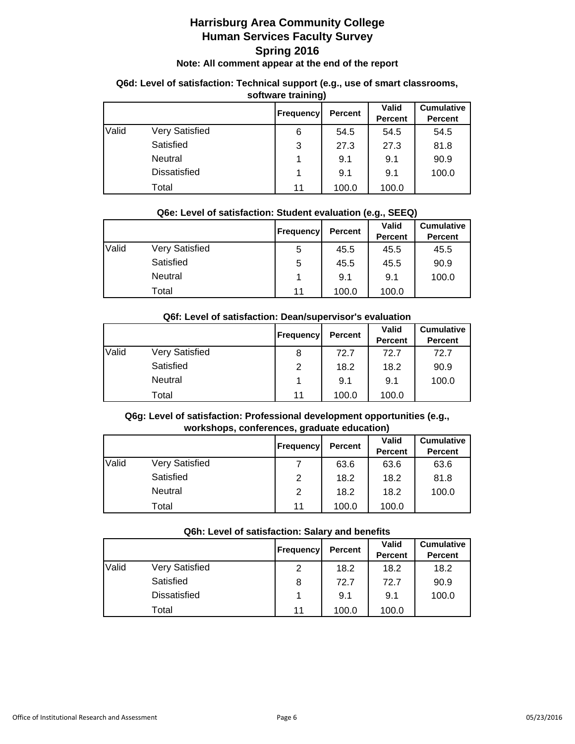# Harrisburg Area Community College
# Human Services Faculty Survey
# Spring 2016

**Note: All comment appear at the end of the report**

**Q6d: Level of satisfaction: Technical support (e.g., use of smart classrooms, software training)**

| | | Frequency | Percent | Valid Percent | Cumulative Percent |
|---|---|---|---|---|---|
| Valid | Very Satisfied | 6 | 54.5 | 54.5 | 54.5 |
| | Satisfied | 3 | 27.3 | 27.3 | 81.8 |
| | Neutral | 1 | 9.1 | 9.1 | 90.9 |
| | Dissatisfied | 1 | 9.1 | 9.1 | 100.0 |
| | Total | 11 | 100.0 | 100.0 | |

**Q6e: Level of satisfaction: Student evaluation (e.g., SEEQ)**

| | | Frequency | Percent | Valid Percent | Cumulative Percent |
|---|---|---|---|---|---|
| Valid | Very Satisfied | 5 | 45.5 | 45.5 | 45.5 |
| | Satisfied | 5 | 45.5 | 45.5 | 90.9 |
| | Neutral | 1 | 9.1 | 9.1 | 100.0 |
| | Total | 11 | 100.0 | 100.0 | |

**Q6f: Level of satisfaction: Dean/supervisor's evaluation**

| | | Frequency | Percent | Valid Percent | Cumulative Percent |
|---|---|---|---|---|---|
| Valid | Very Satisfied | 8 | 72.7 | 72.7 | 72.7 |
| | Satisfied | 2 | 18.2 | 18.2 | 90.9 |
| | Neutral | 1 | 9.1 | 9.1 | 100.0 |
| | Total | 11 | 100.0 | 100.0 | |

**Q6g: Level of satisfaction: Professional development opportunities (e.g., workshops, conferences, graduate education)**

| | | Frequency | Percent | Valid Percent | Cumulative Percent |
|---|---|---|---|---|---|
| Valid | Very Satisfied | 7 | 63.6 | 63.6 | 63.6 |
| | Satisfied | 2 | 18.2 | 18.2 | 81.8 |
| | Neutral | 2 | 18.2 | 18.2 | 100.0 |
| | Total | 11 | 100.0 | 100.0 | |

**Q6h: Level of satisfaction: Salary and benefits**

| | | Frequency | Percent | Valid Percent | Cumulative Percent |
|---|---|---|---|---|---|
| Valid | Very Satisfied | 2 | 18.2 | 18.2 | 18.2 |
| | Satisfied | 8 | 72.7 | 72.7 | 90.9 |
| | Dissatisfied | 1 | 9.1 | 9.1 | 100.0 |
| | Total | 11 | 100.0 | 100.0 | |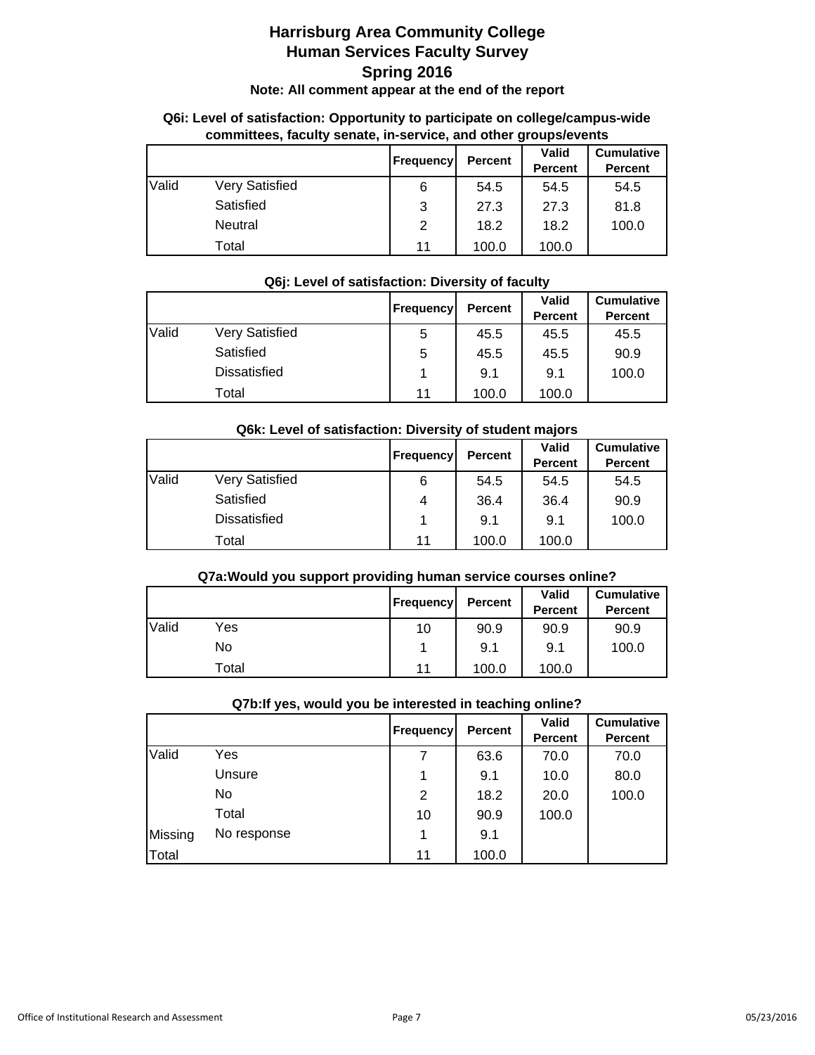# Harrisburg Area Community College
## Human Services Faculty Survey
## Spring 2016

**Note: All comment appear at the end of the report**

### Q6i: Level of satisfaction: Opportunity to participate on college/campus-wide committees, faculty senate, in-service, and other groups/events

| | | Frequency | Percent | Valid Percent | Cumulative Percent |
|---|---|---|---|---|---|
| Valid | Very Satisfied | 6 | 54.5 | 54.5 | 54.5 |
| | Satisfied | 3 | 27.3 | 27.3 | 81.8 |
| | Neutral | 2 | 18.2 | 18.2 | 100.0 |
| | Total | 11 | 100.0 | 100.0 | |

### Q6j: Level of satisfaction: Diversity of faculty

| | | Frequency | Percent | Valid Percent | Cumulative Percent |
|---|---|---|---|---|---|
| Valid | Very Satisfied | 5 | 45.5 | 45.5 | 45.5 |
| | Satisfied | 5 | 45.5 | 45.5 | 90.9 |
| | Dissatisfied | 1 | 9.1 | 9.1 | 100.0 |
| | Total | 11 | 100.0 | 100.0 | |

### Q6k: Level of satisfaction: Diversity of student majors

| | | Frequency | Percent | Valid Percent | Cumulative Percent |
|---|---|---|---|---|---|
| Valid | Very Satisfied | 6 | 54.5 | 54.5 | 54.5 |
| | Satisfied | 4 | 36.4 | 36.4 | 90.9 |
| | Dissatisfied | 1 | 9.1 | 9.1 | 100.0 |
| | Total | 11 | 100.0 | 100.0 | |

### Q7a:Would you support providing human service courses online?

| | | Frequency | Percent | Valid Percent | Cumulative Percent |
|---|---|---|---|---|---|
| Valid | Yes | 10 | 90.9 | 90.9 | 90.9 |
| | No | 1 | 9.1 | 9.1 | 100.0 |
| | Total | 11 | 100.0 | 100.0 | |

### Q7b:If yes, would you be interested in teaching online?

| | | Frequency | Percent | Valid Percent | Cumulative Percent |
|---|---|---|---|---|---|
| Valid | Yes | 7 | 63.6 | 70.0 | 70.0 |
| | Unsure | 1 | 9.1 | 10.0 | 80.0 |
| | No | 2 | 18.2 | 20.0 | 100.0 |
| | Total | 10 | 90.9 | 100.0 | |
| Missing | No response | 1 | 9.1 | | |
| Total | | 11 | 100.0 | | |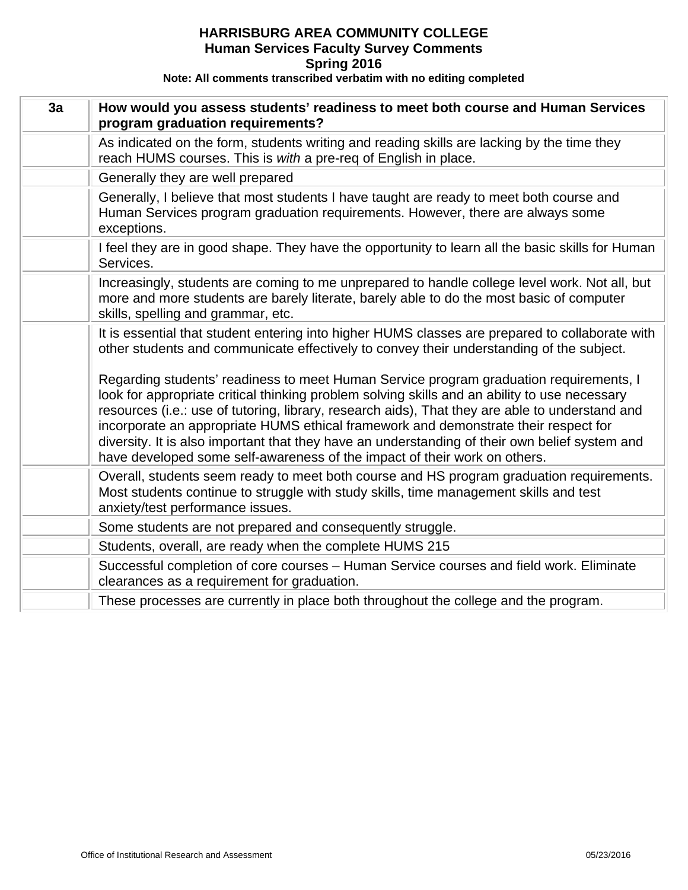**HARRISBURG AREA COMMUNITY COLLEGE**
**Human Services Faculty Survey Comments**
**Spring 2016**
**Note: All comments transcribed verbatim with no editing completed**

| **3a** | **How would you assess students' readiness to meet both course and Human Services program graduation requirements?** |
|---|---|
| | As indicated on the form, students writing and reading skills are lacking by the time they reach HUMS courses. This is *with* a pre-req of English in place. |
| | Generally they are well prepared |
| | Generally, I believe that most students I have taught are ready to meet both course and Human Services program graduation requirements. However, there are always some exceptions. |
| | I feel they are in good shape. They have the opportunity to learn all the basic skills for Human Services. |
| | Increasingly, students are coming to me unprepared to handle college level work. Not all, but more and more students are barely literate, barely able to do the most basic of computer skills, spelling and grammar, etc. |
| | It is essential that student entering into higher HUMS classes are prepared to collaborate with other students and communicate effectively to convey their understanding of the subject. <br><br> Regarding students' readiness to meet Human Service program graduation requirements, I look for appropriate critical thinking problem solving skills and an ability to use necessary resources (i.e.: use of tutoring, library, research aids), That they are able to understand and incorporate an appropriate HUMS ethical framework and demonstrate their respect for diversity. It is also important that they have an understanding of their own belief system and have developed some self-awareness of the impact of their work on others. |
| | Overall, students seem ready to meet both course and HS program graduation requirements. Most students continue to struggle with study skills, time management skills and test anxiety/test performance issues. |
| | Some students are not prepared and consequently struggle. |
| | Students, overall, are ready when the complete HUMS 215 |
| | Successful completion of core courses – Human Service courses and field work. Eliminate clearances as a requirement for graduation. |
| | These processes are currently in place both throughout the college and the program. |

Office of Institutional Research and Assessment 05/23/2016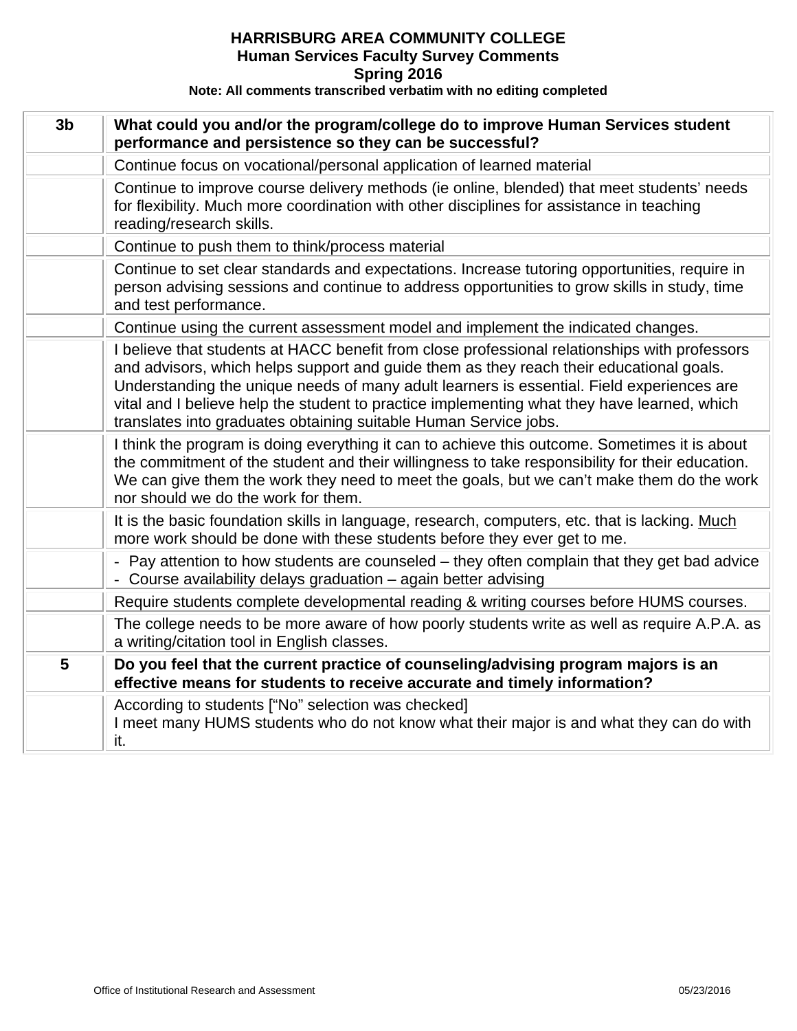**HARRISBURG AREA COMMUNITY COLLEGE**
**Human Services Faculty Survey Comments**
**Spring 2016**
**Note: All comments transcribed verbatim with no editing completed**

| | |
|---|---|
| **3b** | **What could you and/or the program/college do to improve Human Services student performance and persistence so they can be successful?** |
| | Continue focus on vocational/personal application of learned material |
| | Continue to improve course delivery methods (ie online, blended) that meet students' needs for flexibility. Much more coordination with other disciplines for assistance in teaching reading/research skills. |
| | Continue to push them to think/process material |
| | Continue to set clear standards and expectations. Increase tutoring opportunities, require in person advising sessions and continue to address opportunities to grow skills in study, time and test performance. |
| | Continue using the current assessment model and implement the indicated changes. |
| | I believe that students at HACC benefit from close professional relationships with professors and advisors, which helps support and guide them as they reach their educational goals. Understanding the unique needs of many adult learners is essential. Field experiences are vital and I believe help the student to practice implementing what they have learned, which translates into graduates obtaining suitable Human Service jobs. |
| | I think the program is doing everything it can to achieve this outcome. Sometimes it is about the commitment of the student and their willingness to take responsibility for their education. We can give them the work they need to meet the goals, but we can't make them do the work nor should we do the work for them. |
| | It is the basic foundation skills in language, research, computers, etc. that is lacking. <u>Much</u> more work should be done with these students before they ever get to me. |
| | - Pay attention to how students are counseled – they often complain that they get bad advice<br>- Course availability delays graduation – again better advising |
| | Require students complete developmental reading & writing courses before HUMS courses. |
| | The college needs to be more aware of how poorly students write as well as require A.P.A. as a writing/citation tool in English classes. |
| **5** | **Do you feel that the current practice of counseling/advising program majors is an effective means for students to receive accurate and timely information?** |
| | According to students ["No" selection was checked]<br>I meet many HUMS students who do not know what their major is and what they can do with it. |

Office of Institutional Research and Assessment 05/23/2016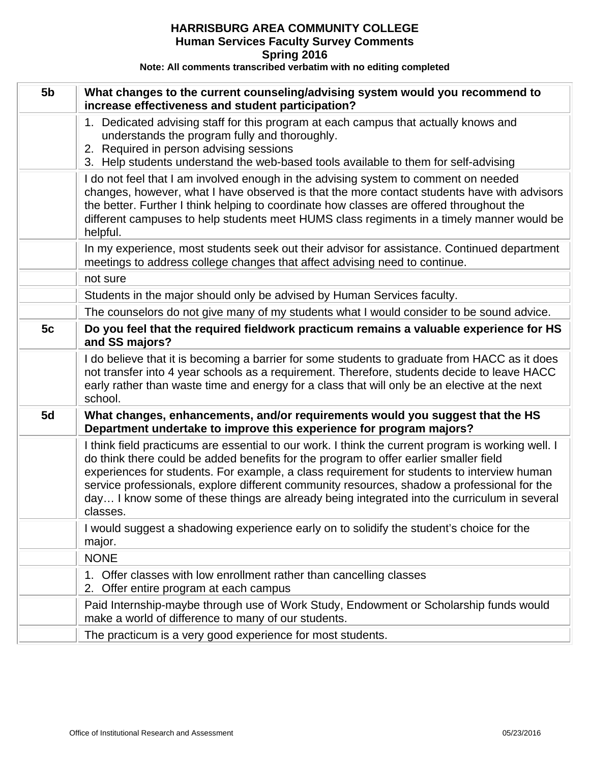**HARRISBURG AREA COMMUNITY COLLEGE**
**Human Services Faculty Survey Comments**
**Spring 2016**
**Note: All comments transcribed verbatim with no editing completed**

| | |
|---|---|
| **5b** | **What changes to the current counseling/advising system would you recommend to increase effectiveness and student participation?** |
| | 1. Dedicated advising staff for this program at each campus that actually knows and understands the program fully and thoroughly.<br>2. Required in person advising sessions<br>3. Help students understand the web-based tools available to them for self-advising |
| | I do not feel that I am involved enough in the advising system to comment on needed changes, however, what I have observed is that the more contact students have with advisors the better. Further I think helping to coordinate how classes are offered throughout the different campuses to help students meet HUMS class regiments in a timely manner would be helpful. |
| | In my experience, most students seek out their advisor for assistance. Continued department meetings to address college changes that affect advising need to continue. |
| | not sure |
| | Students in the major should only be advised by Human Services faculty. |
| | The counselors do not give many of my students what I would consider to be sound advice. |
| **5c** | **Do you feel that the required fieldwork practicum remains a valuable experience for HS and SS majors?** |
| | I do believe that it is becoming a barrier for some students to graduate from HACC as it does not transfer into 4 year schools as a requirement. Therefore, students decide to leave HACC early rather than waste time and energy for a class that will only be an elective at the next school. |
| **5d** | **What changes, enhancements, and/or requirements would you suggest that the HS Department undertake to improve this experience for program majors?** |
| | I think field practicums are essential to our work. I think the current program is working well. I do think there could be added benefits for the program to offer earlier smaller field experiences for students. For example, a class requirement for students to interview human service professionals, explore different community resources, shadow a professional for the day… I know some of these things are already being integrated into the curriculum in several classes. |
| | I would suggest a shadowing experience early on to solidify the student's choice for the major. |
| | NONE |
| | 1. Offer classes with low enrollment rather than cancelling classes<br>2. Offer entire program at each campus |
| | Paid Internship-maybe through use of Work Study, Endowment or Scholarship funds would make a world of difference to many of our students. |
| | The practicum is a very good experience for most students. |

Office of Institutional Research and Assessment 05/23/2016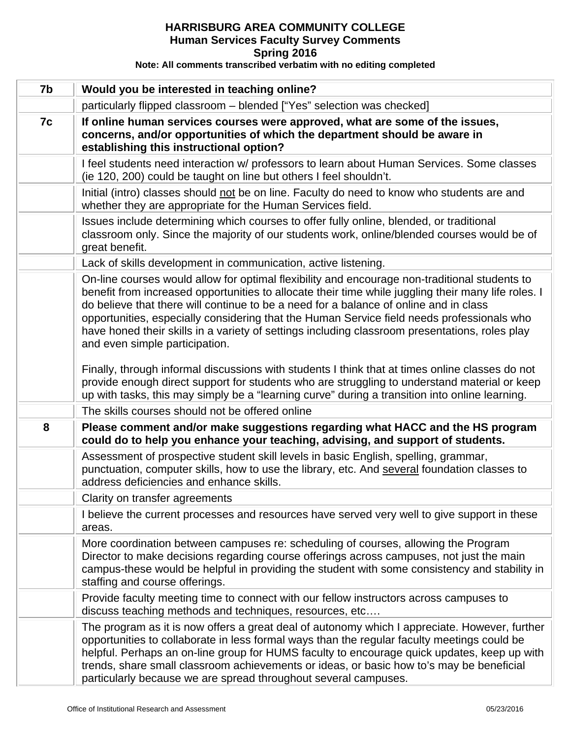**HARRISBURG AREA COMMUNITY COLLEGE**
**Human Services Faculty Survey Comments**
**Spring 2016**
**Note: All comments transcribed verbatim with no editing completed**

| | |
|---|---|
| **7b** | **Would you be interested in teaching online?** |
| | particularly flipped classroom – blended [“Yes” selection was checked] |
| **7c** | **If online human services courses were approved, what are some of the issues, concerns, and/or opportunities of which the department should be aware in establishing this instructional option?** |
| | I feel students need interaction w/ professors to learn about Human Services. Some classes (ie 120, 200) could be taught on line but others I feel shouldn’t. |
| | Initial (intro) classes should <u>not</u> be on line. Faculty do need to know who students are and whether they are appropriate for the Human Services field. |
| | Issues include determining which courses to offer fully online, blended, or traditional classroom only. Since the majority of our students work, online/blended courses would be of great benefit. |
| | Lack of skills development in communication, active listening. |
| | On-line courses would allow for optimal flexibility and encourage non-traditional students to benefit from increased opportunities to allocate their time while juggling their many life roles. I do believe that there will continue to be a need for a balance of online and in class opportunities, especially considering that the Human Service field needs professionals who have honed their skills in a variety of settings including classroom presentations, roles play and even simple participation.<br><br>Finally, through informal discussions with students I think that at times online classes do not provide enough direct support for students who are struggling to understand material or keep up with tasks, this may simply be a “learning curve” during a transition into online learning. |
| | The skills courses should not be offered online |
| **8** | **Please comment and/or make suggestions regarding what HACC and the HS program could do to help you enhance your teaching, advising, and support of students.** |
| | Assessment of prospective student skill levels in basic English, spelling, grammar, punctuation, computer skills, how to use the library, etc. And <u>several</u> foundation classes to address deficiencies and enhance skills. |
| | Clarity on transfer agreements |
| | I believe the current processes and resources have served very well to give support in these areas. |
| | More coordination between campuses re: scheduling of courses, allowing the Program Director to make decisions regarding course offerings across campuses, not just the main campus-these would be helpful in providing the student with some consistency and stability in staffing and course offerings. |
| | Provide faculty meeting time to connect with our fellow instructors across campuses to discuss teaching methods and techniques, resources, etc…. |
| | The program as it is now offers a great deal of autonomy which I appreciate. However, further opportunities to collaborate in less formal ways than the regular faculty meetings could be helpful. Perhaps an on-line group for HUMS faculty to encourage quick updates, keep up with trends, share small classroom achievements or ideas, or basic how to’s may be beneficial particularly because we are spread throughout several campuses. |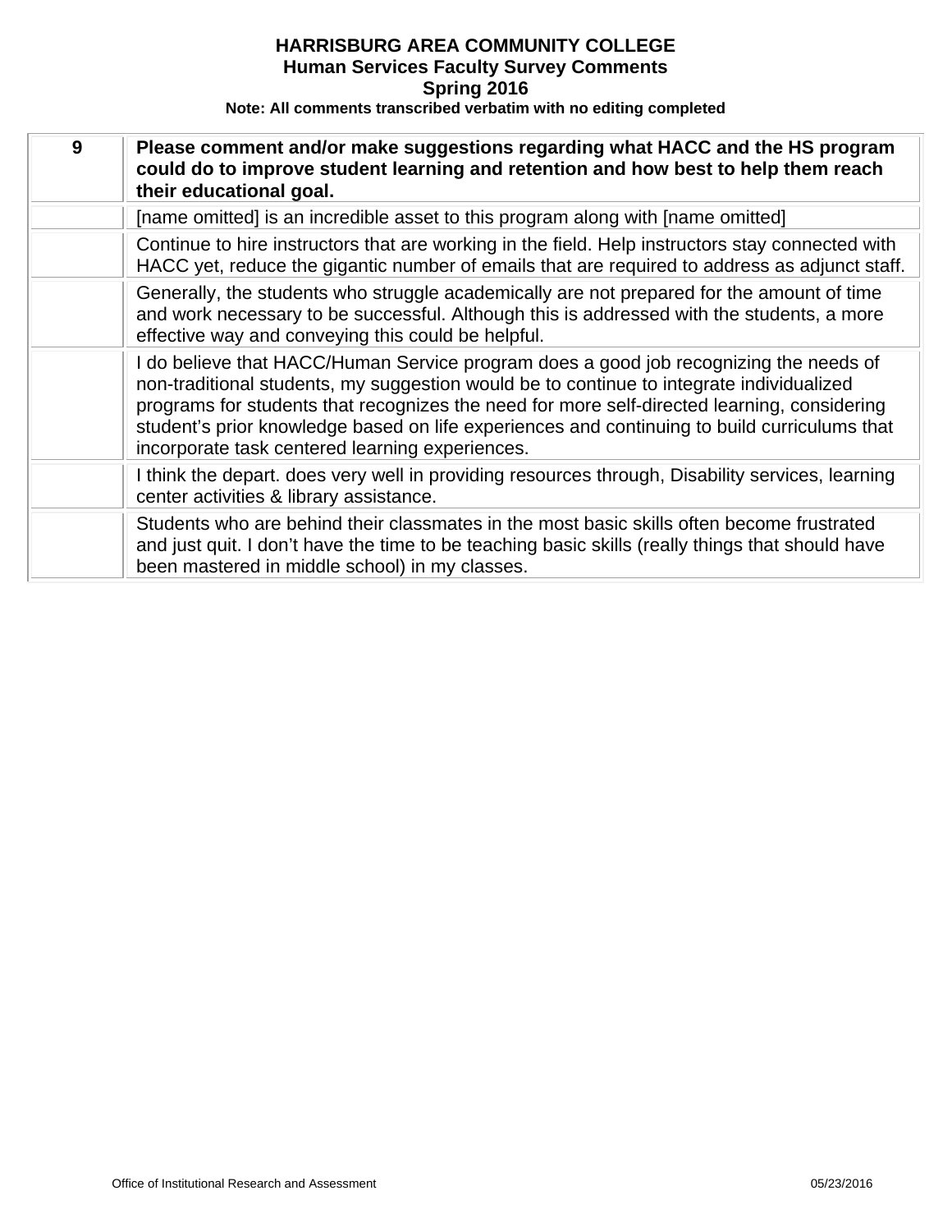**HARRISBURG AREA COMMUNITY COLLEGE**
**Human Services Faculty Survey Comments**
**Spring 2016**
**Note: All comments transcribed verbatim with no editing completed**

| 9 | Please comment and/or make suggestions regarding what HACC and the HS program could do to improve student learning and retention and how best to help them reach their educational goal. |
|---|---|
| | [name omitted] is an incredible asset to this program along with [name omitted] |
| | Continue to hire instructors that are working in the field. Help instructors stay connected with HACC yet, reduce the gigantic number of emails that are required to address as adjunct staff. |
| | Generally, the students who struggle academically are not prepared for the amount of time and work necessary to be successful. Although this is addressed with the students, a more effective way and conveying this could be helpful. |
| | I do believe that HACC/Human Service program does a good job recognizing the needs of non-traditional students, my suggestion would be to continue to integrate individualized programs for students that recognizes the need for more self-directed learning, considering student's prior knowledge based on life experiences and continuing to build curriculums that incorporate task centered learning experiences. |
| | I think the depart. does very well in providing resources through, Disability services, learning center activities & library assistance. |
| | Students who are behind their classmates in the most basic skills often become frustrated and just quit. I don't have the time to be teaching basic skills (really things that should have been mastered in middle school) in my classes. |